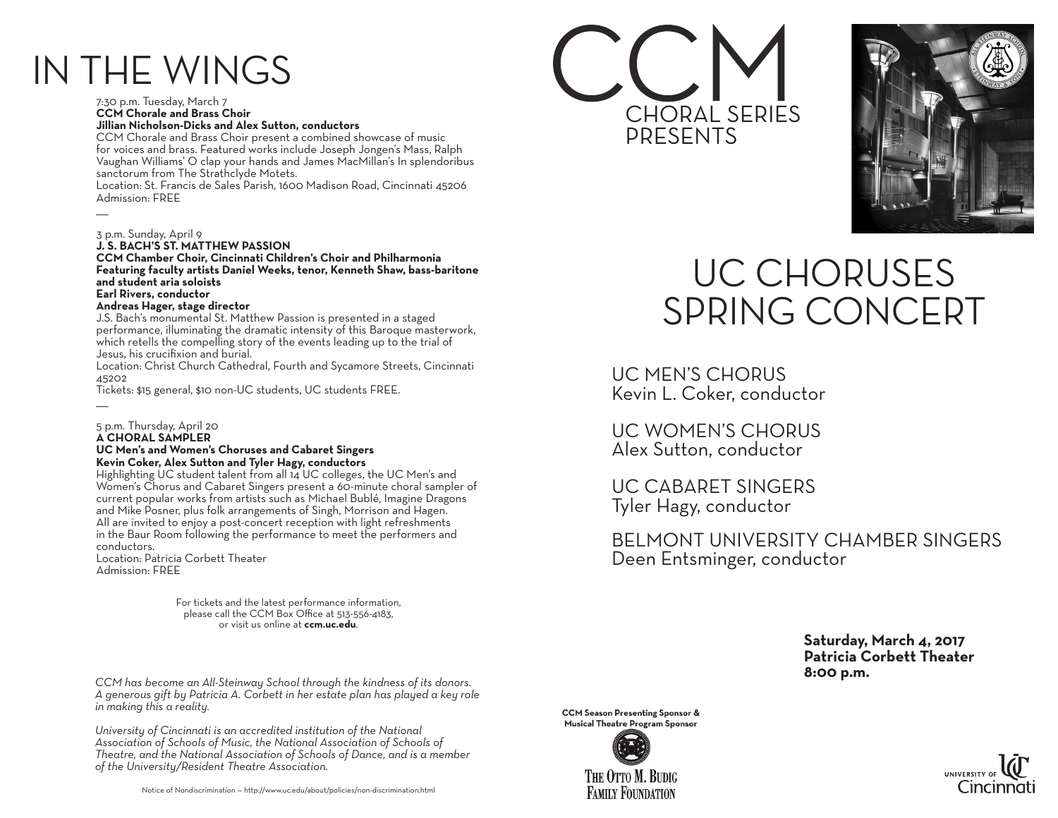# IN THE WINGS

7:30 p.m. Tuesday, March 7
**CCM Chorale and Brass Choir**
**Jillian Nicholson-Dicks and Alex Sutton, conductors**
CCM Chorale and Brass Choir present a combined showcase of music for voices and brass. Featured works include Joseph Jongen's Mass, Ralph Vaughan Williams' O clap your hands and James MacMillan's In splendoribus sanctorum from The Strathclyde Motets.
Location: St. Francis de Sales Parish, 1600 Madison Road, Cincinnati 45206
Admission: FREE

—

3 p.m. Sunday, April 9
**J. S. BACH'S ST. MATTHEW PASSION**
**CCM Chamber Choir, Cincinnati Children's Choir and Philharmonia**
**Featuring faculty artists Daniel Weeks, tenor, Kenneth Shaw, bass-baritone and student aria soloists**
**Earl Rivers, conductor**
**Andreas Hager, stage director**
J.S. Bach's monumental St. Matthew Passion is presented in a staged performance, illuminating the dramatic intensity of this Baroque masterwork, which retells the compelling story of the events leading up to the trial of Jesus, his crucifixion and burial.
Location: Christ Church Cathedral, Fourth and Sycamore Streets, Cincinnati 45202
Tickets: $15 general, $10 non-UC students, UC students FREE.

—

5 p.m. Thursday, April 20
**A CHORAL SAMPLER**
**UC Men's and Women's Choruses and Cabaret Singers**
**Kevin Coker, Alex Sutton and Tyler Hagy, conductors**
Highlighting UC student talent from all 14 UC colleges, the UC Men's and Women's Chorus and Cabaret Singers present a 60-minute choral sampler of current popular works from artists such as Michael Bublé, Imagine Dragons and Mike Posner, plus folk arrangements of Singh, Morrison and Hagen. All are invited to enjoy a post-concert reception with light refreshments in the Baur Room following the performance to meet the performers and conductors.
Location: Patricia Corbett Theater
Admission: FREE

For tickets and the latest performance information, please call the CCM Box Office at 513-556-4183, or visit us online at **ccm.uc.edu**.

*CCM has become an All-Steinway School through the kindness of its donors. A generous gift by Patricia A. Corbett in her estate plan has played a key role in making this a reality.*

*University of Cincinnati is an accredited institution of the National Association of Schools of Music, the National Association of Schools of Theatre, and the National Association of Schools of Dance, and is a member of the University/Resident Theatre Association.*

Notice of Nondiscrimination — http://www.uc.edu/about/policies/non-discrimination.html

# CCM
## CHORAL SERIES PRESENTS

# UC CHORUSES SPRING CONCERT

UC MEN'S CHORUS
Kevin L. Coker, conductor

UC WOMEN'S CHORUS
Alex Sutton, conductor

UC CABARET SINGERS
Tyler Hagy, conductor

BELMONT UNIVERSITY CHAMBER SINGERS
Deen Entsminger, conductor

**Saturday, March 4, 2017**
**Patricia Corbett Theater**
**8:00 p.m.**

**CCM Season Presenting Sponsor & Musical Theatre Program Sponsor**

THE OTTO M. BUDIG FAMILY FOUNDATION

UNIVERSITY OF Cincinnati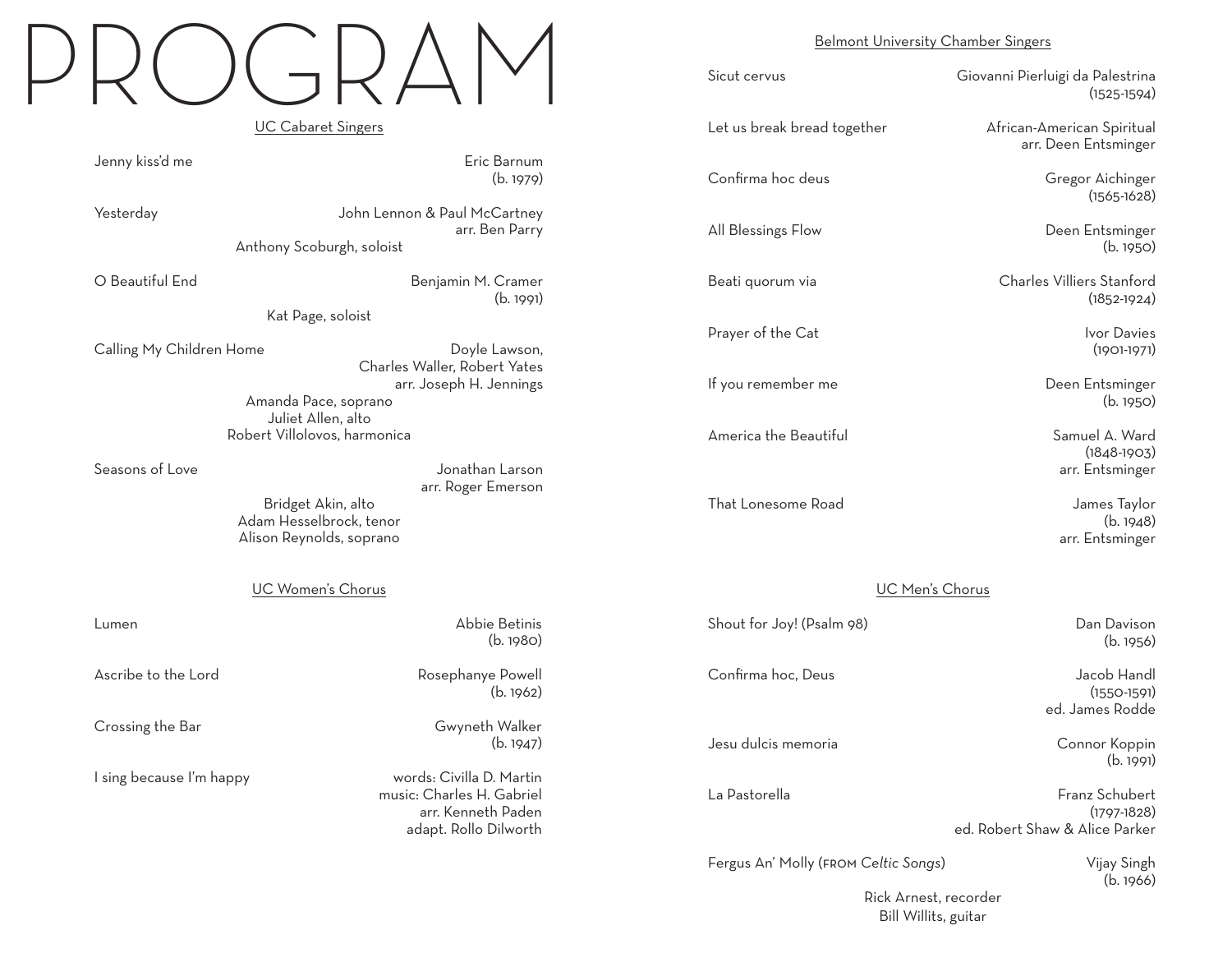# PROGRAM

## UC Cabaret Singers

Jenny kiss'd me — Eric Barnum (b. 1979)

Yesterday — John Lennon & Paul McCartney, arr. Ben Parry
Anthony Scoburgh, soloist

O Beautiful End — Benjamin M. Cramer (b. 1991)
Kat Page, soloist

Calling My Children Home — Doyle Lawson, Charles Waller, Robert Yates, arr. Joseph H. Jennings
Amanda Pace, soprano
Juliet Allen, alto
Robert Villolovos, harmonica

Seasons of Love — Jonathan Larson, arr. Roger Emerson
Bridget Akin, alto
Adam Hesselbrock, tenor
Alison Reynolds, soprano

## UC Women's Chorus

Lumen — Abbie Betinis (b. 1980)

Ascribe to the Lord — Rosephanye Powell (b. 1962)

Crossing the Bar — Gwyneth Walker (b. 1947)

I sing because I'm happy — words: Civilla D. Martin, music: Charles H. Gabriel, arr. Kenneth Paden, adapt. Rollo Dilworth

## Belmont University Chamber Singers

Sicut cervus — Giovanni Pierluigi da Palestrina (1525-1594)

Let us break bread together — African-American Spiritual, arr. Deen Entsminger

Confirma hoc deus — Gregor Aichinger (1565-1628)

All Blessings Flow — Deen Entsminger (b. 1950)

Beati quorum via — Charles Villiers Stanford (1852-1924)

Prayer of the Cat — Ivor Davies (1901-1971)

If you remember me — Deen Entsminger (b. 1950)

America the Beautiful — Samuel A. Ward (1848-1903), arr. Entsminger

That Lonesome Road — James Taylor (b. 1948), arr. Entsminger

## UC Men's Chorus

Shout for Joy! (Psalm 98) — Dan Davison (b. 1956)

Confirma hoc, Deus — Jacob Handl (1550-1591), ed. James Rodde

Jesu dulcis memoria — Connor Koppin (b. 1991)

La Pastorella — Franz Schubert (1797-1828), ed. Robert Shaw & Alice Parker

Fergus An' Molly (FROM *Celtic Songs*) — Vijay Singh (b. 1966)
Rick Arnest, recorder
Bill Willits, guitar